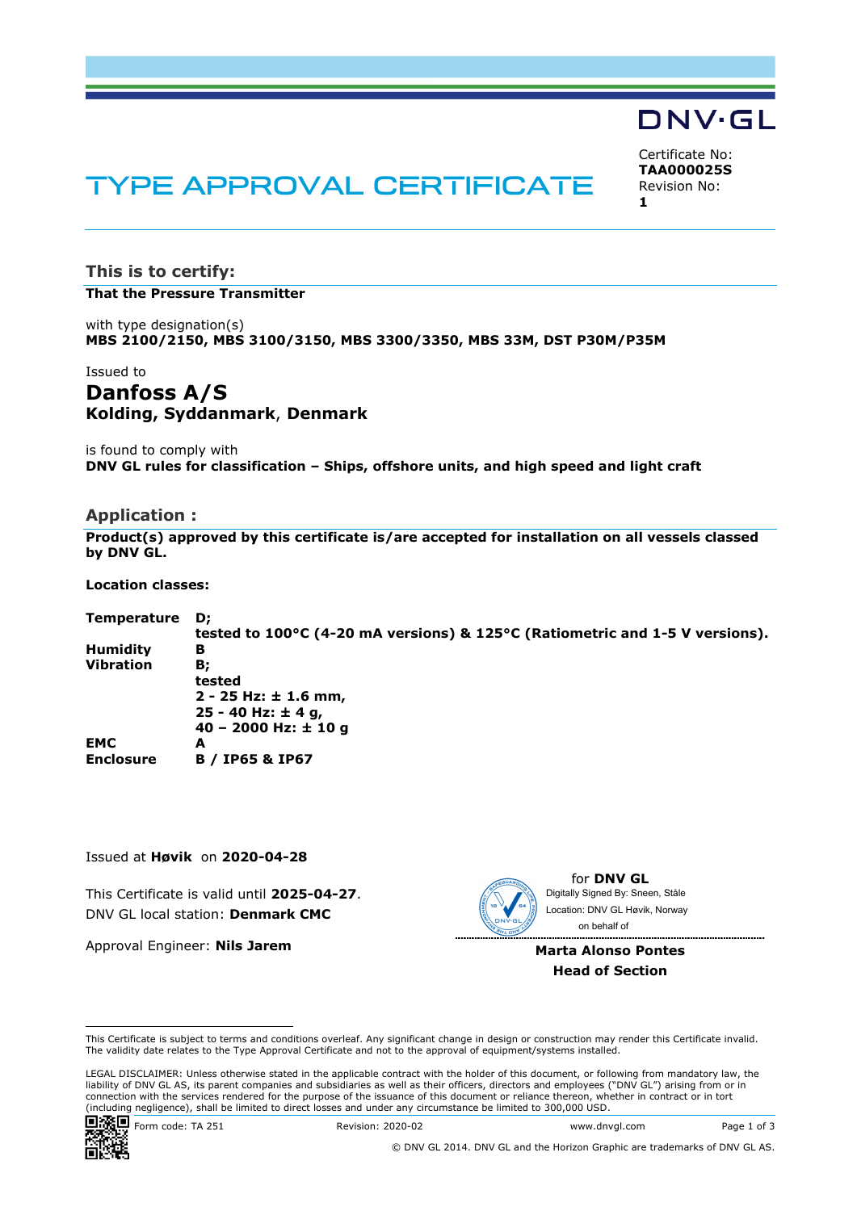DNV·GL

# TYPE APPROVAL CERTIFICATE

Certificate No:
**TAA000025S**
Revision No:
**1**

## This is to certify:

**That the Pressure Transmitter**

with type designation(s)
**MBS 2100/2150, MBS 3100/3150, MBS 3300/3350, MBS 33M, DST P30M/P35M**

Issued to
## Danfoss A/S
**Kolding, Syddanmark, Denmark**

is found to comply with
**DNV GL rules for classification – Ships, offshore units, and high speed and light craft**

## Application :

**Product(s) approved by this certificate is/are accepted for installation on all vessels classed by DNV GL.**

**Location classes:**

| | |
|---|---|
| **Temperature** | **D; tested to 100°C (4-20 mA versions) & 125°C (Ratiometric and 1-5 V versions).** |
| **Humidity** | **B** |
| **Vibration** | **B; tested 2 - 25 Hz: ± 1.6 mm, 25 - 40 Hz: ± 4 g, 40 – 2000 Hz: ± 10 g** |
| **EMC** | **A** |
| **Enclosure** | **B / IP65 & IP67** |

Issued at **Høvik** on **2020-04-28**

This Certificate is valid until **2025-04-27**.
DNV GL local station: **Denmark CMC**

Approval Engineer: **Nils Jarem**

for **DNV GL**
Digitally Signed By: Sneen, Ståle
Location: DNV GL Høvik, Norway
on behalf of

**Marta Alonso Pontes**
**Head of Section**

This Certificate is subject to terms and conditions overleaf. Any significant change in design or construction may render this Certificate invalid. The validity date relates to the Type Approval Certificate and not to the approval of equipment/systems installed.

LEGAL DISCLAIMER: Unless otherwise stated in the applicable contract with the holder of this document, or following from mandatory law, the liability of DNV GL AS, its parent companies and subsidiaries as well as their officers, directors and employees ("DNV GL") arising from or in connection with the services rendered for the purpose of the issuance of this document or reliance thereon, whether in contract or in tort (including negligence), shall be limited to direct losses and under any circumstance be limited to 300,000 USD.

Form code: TA 251 Revision: 2020-02 www.dnvgl.com

© DNV GL 2014. DNV GL and the Horizon Graphic are trademarks of DNV GL AS.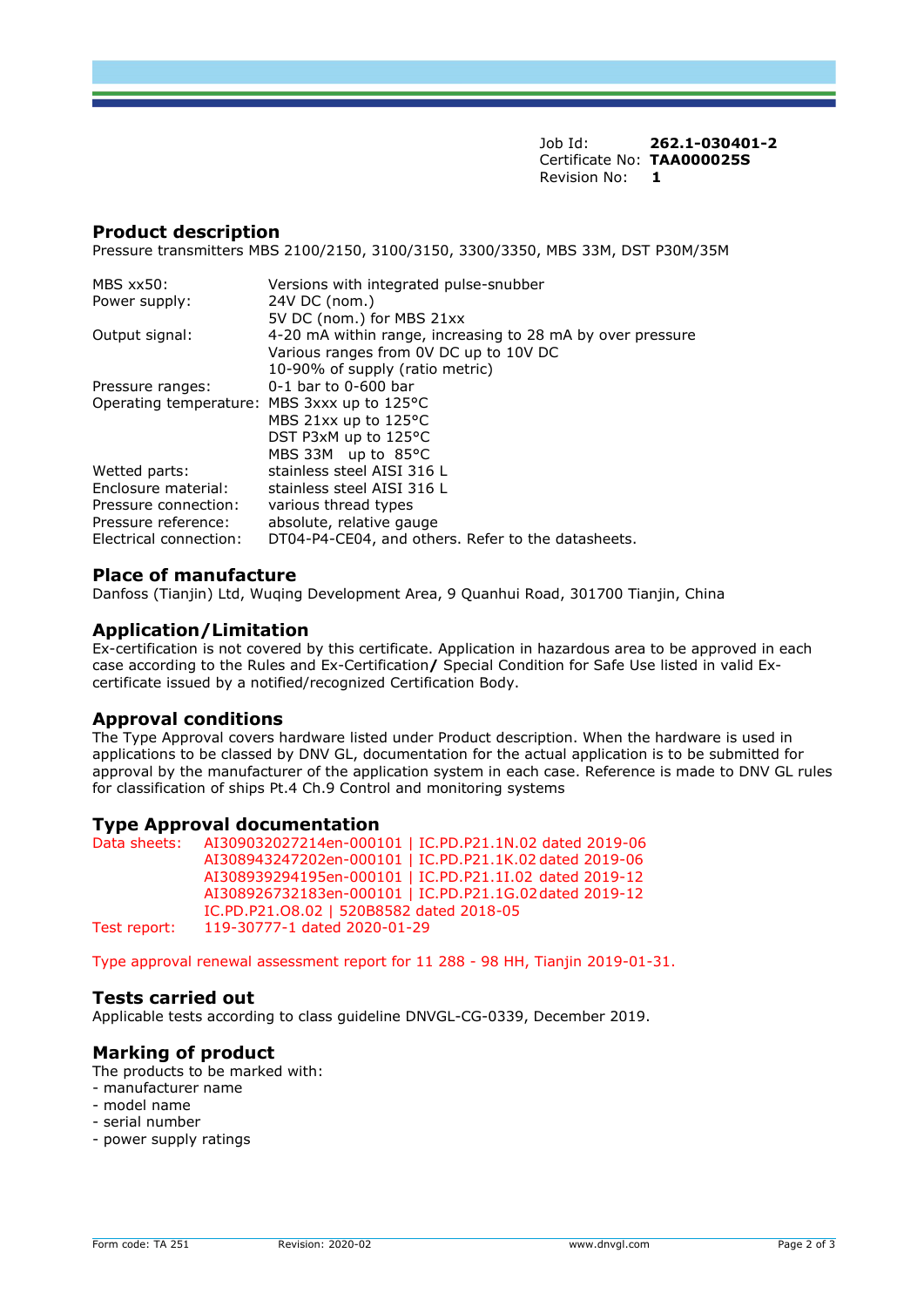Job Id: **262.1-030401-2**
Certificate No: **TAA000025S**
Revision No: **1**

## Product description

Pressure transmitters MBS 2100/2150, 3100/3150, 3300/3350, MBS 33M, DST P30M/35M

| | |
|---|---|
| MBS xx50: | Versions with integrated pulse-snubber |
| Power supply: | 24V DC (nom.)<br>5V DC (nom.) for MBS 21xx |
| Output signal: | 4-20 mA within range, increasing to 28 mA by over pressure<br>Various ranges from 0V DC up to 10V DC<br>10-90% of supply (ratio metric) |
| Pressure ranges: | 0-1 bar to 0-600 bar |
| Operating temperature: | MBS 3xxx up to 125°C<br>MBS 21xx up to 125°C<br>DST P3xM up to 125°C<br>MBS 33M up to 85°C |
| Wetted parts: | stainless steel AISI 316 L |
| Enclosure material: | stainless steel AISI 316 L |
| Pressure connection: | various thread types |
| Pressure reference: | absolute, relative gauge |
| Electrical connection: | DT04-P4-CE04, and others. Refer to the datasheets. |

## Place of manufacture

Danfoss (Tianjin) Ltd, Wuqing Development Area, 9 Quanhui Road, 301700 Tianjin, China

## Application/Limitation

Ex-certification is not covered by this certificate. Application in hazardous area to be approved in each case according to the Rules and Ex-Certification/ Special Condition for Safe Use listed in valid Ex-certificate issued by a notified/recognized Certification Body.

## Approval conditions

The Type Approval covers hardware listed under Product description. When the hardware is used in applications to be classed by DNV GL, documentation for the actual application is to be submitted for approval by the manufacturer of the application system in each case. Reference is made to DNV GL rules for classification of ships Pt.4 Ch.9 Control and monitoring systems

## Type Approval documentation

| | |
|---|---|
| Data sheets: | AI309032027214en-000101 \| IC.PD.P21.1N.02 dated 2019-06<br>AI308943247202en-000101 \| IC.PD.P21.1K.02 dated 2019-06<br>AI308939294195en-000101 \| IC.PD.P21.1I.02 dated 2019-12<br>AI308926732183en-000101 \| IC.PD.P21.1G.02 dated 2019-12<br>IC.PD.P21.O8.02 \| 520B8582 dated 2018-05 |
| Test report: | 119-30777-1 dated 2020-01-29 |

Type approval renewal assessment report for 11 288 - 98 HH, Tianjin 2019-01-31.

## Tests carried out

Applicable tests according to class guideline DNVGL-CG-0339, December 2019.

## Marking of product

The products to be marked with:
- manufacturer name
- model name
- serial number
- power supply ratings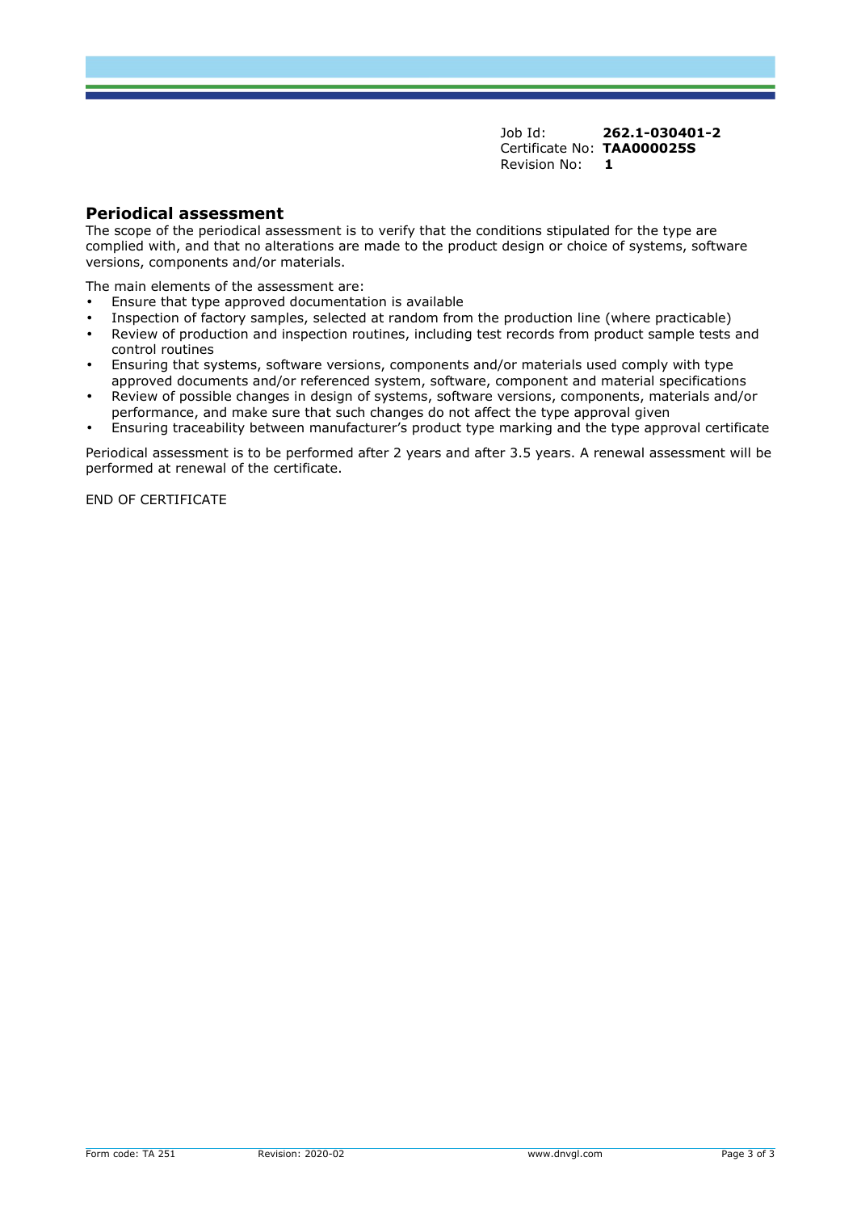Job Id: **262.1-030401-2**
Certificate No: **TAA000025S**
Revision No: **1**

## Periodical assessment

The scope of the periodical assessment is to verify that the conditions stipulated for the type are complied with, and that no alterations are made to the product design or choice of systems, software versions, components and/or materials.

The main elements of the assessment are:

- Ensure that type approved documentation is available
- Inspection of factory samples, selected at random from the production line (where practicable)
- Review of production and inspection routines, including test records from product sample tests and control routines
- Ensuring that systems, software versions, components and/or materials used comply with type approved documents and/or referenced system, software, component and material specifications
- Review of possible changes in design of systems, software versions, components, materials and/or performance, and make sure that such changes do not affect the type approval given
- Ensuring traceability between manufacturer's product type marking and the type approval certificate

Periodical assessment is to be performed after 2 years and after 3.5 years. A renewal assessment will be performed at renewal of the certificate.

END OF CERTIFICATE